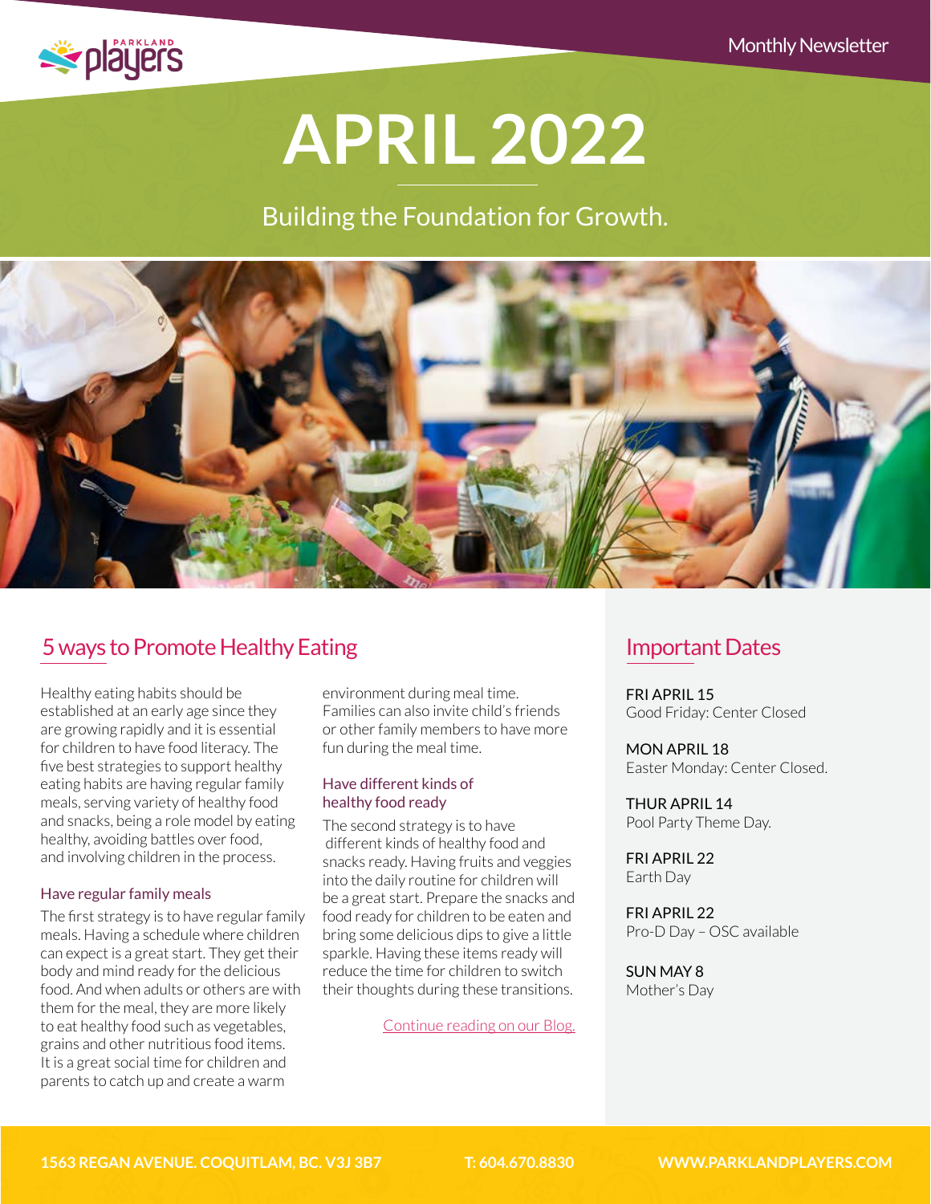Monthly Newsletter

# APRIL 2022

Building the Foundation for Growth.

## 5 ways to Promote Healthy Eating

Healthy eating habits should be established at an early age since they are growing rapidly and it is essential for children to have food literacy. The five best strategies to support healthy eating habits are having regular family meals, serving variety of healthy food and snacks, being a role model by eating healthy, avoiding battles over food, and involving children in the process.

### Have regular family meals

The first strategy is to have regular family meals. Having a schedule where children can expect is a great start. They get their body and mind ready for the delicious food. And when adults or others are with them for the meal, they are more likely to eat healthy food such as vegetables, grains and other nutritious food items. It is a great social time for children and parents to catch up and create a warm environment during meal time. Families can also invite child's friends or other family members to have more fun during the meal time.

### Have different kinds of healthy food ready

The second strategy is to have different kinds of healthy food and snacks ready. Having fruits and veggies into the daily routine for children will be a great start. Prepare the snacks and food ready for children to be eaten and bring some delicious dips to give a little sparkle. Having these items ready will reduce the time for children to switch their thoughts during these transitions.

Continue reading on our Blog.

## Important Dates

FRI APRIL 15
Good Friday: Center Closed

MON APRIL 18
Easter Monday: Center Closed.

THUR APRIL 14
Pool Party Theme Day.

FRI APRIL 22
Earth Day

FRI APRIL 22
Pro-D Day – OSC available

SUN MAY 8
Mother's Day

**1563 REGAN AVENUE. COQUITLAM, BC. V3J 3B7** **T: 604.670.8830** **WWW.PARKLANDPLAYERS.COM**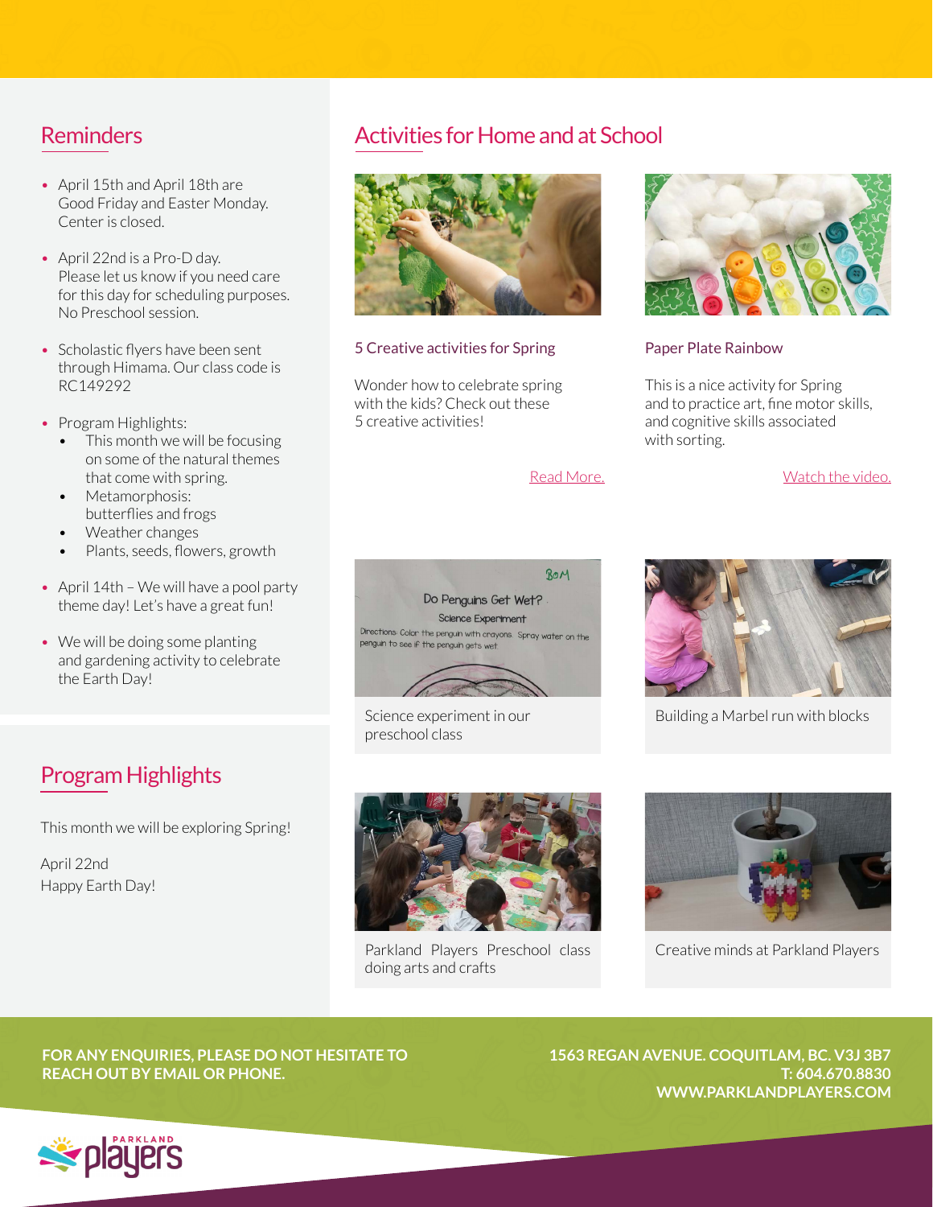## Reminders

- April 15th and April 18th are Good Friday and Easter Monday. Center is closed.
- April 22nd is a Pro-D day. Please let us know if you need care for this day for scheduling purposes. No Preschool session.
- Scholastic flyers have been sent through Himama. Our class code is RC149292
- Program Highlights:
  - This month we will be focusing on some of the natural themes that come with spring.
  - Metamorphosis: butterflies and frogs
  - Weather changes
  - Plants, seeds, flowers, growth
- April 14th – We will have a pool party theme day! Let's have a great fun!
- We will be doing some planting and gardening activity to celebrate the Earth Day!

## Program Highlights

This month we will be exploring Spring!

April 22nd
Happy Earth Day!

## Activities for Home and at School

### 5 Creative activities for Spring

Wonder how to celebrate spring with the kids? Check out these 5 creative activities!

Read More.

### Paper Plate Rainbow

This is a nice activity for Spring and to practice art, fine motor skills, and cognitive skills associated with sorting.

Watch the video.

Science experiment in our preschool class

Building a Marbel run with blocks

Parkland Players Preschool class doing arts and crafts

Creative minds at Parkland Players

**FOR ANY ENQUIRIES, PLEASE DO NOT HESITATE TO REACH OUT BY EMAIL OR PHONE.**

**1563 REGAN AVENUE. COQUITLAM, BC. V3J 3B7**
**T: 604.670.8830**
**WWW.PARKLANDPLAYERS.COM**

PARKLAND players